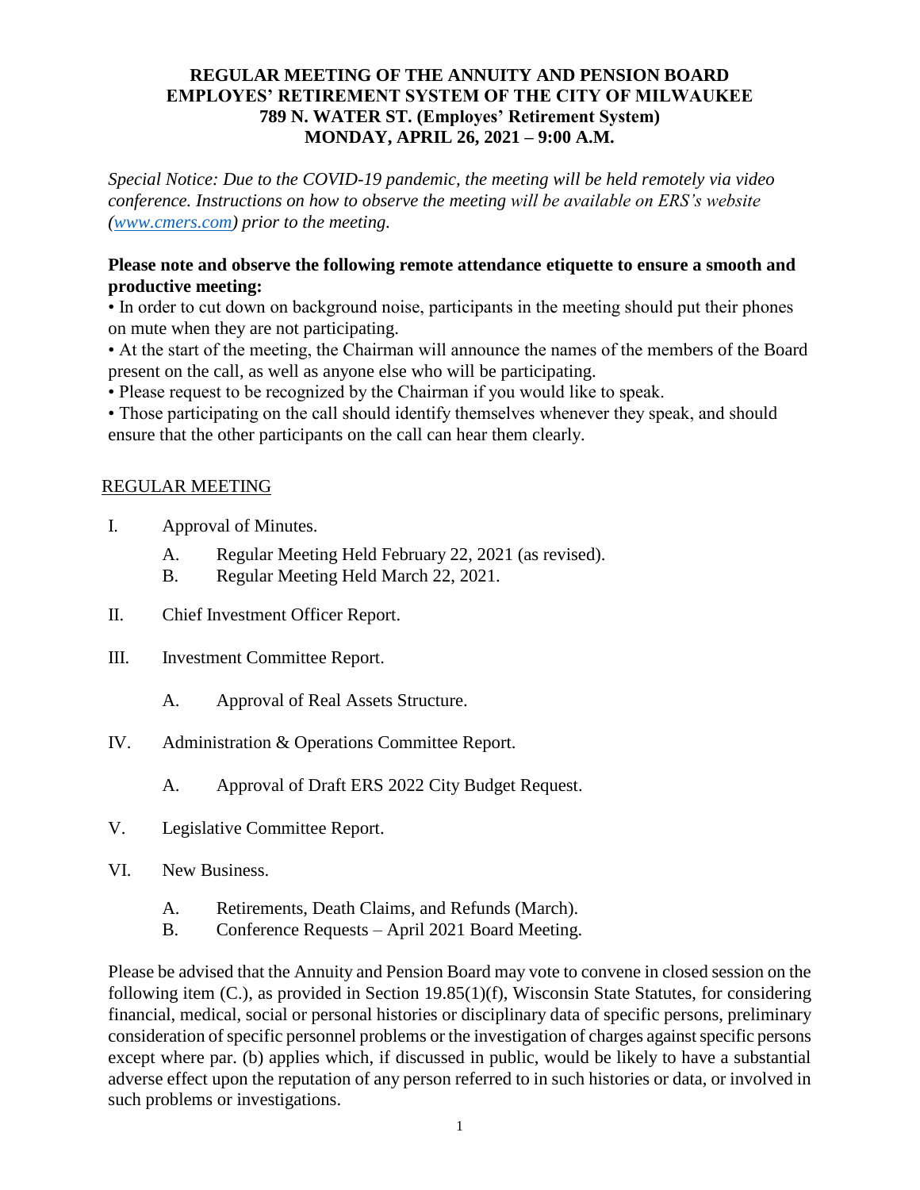# REGULAR MEETING OF THE ANNUITY AND PENSION BOARD
# EMPLOYES' RETIREMENT SYSTEM OF THE CITY OF MILWAUKEE
# 789 N. WATER ST. (Employes' Retirement System)
# MONDAY, APRIL 26, 2021 – 9:00 A.M.

*Special Notice: Due to the COVID-19 pandemic, the meeting will be held remotely via video conference. Instructions on how to observe the meeting will be available on ERS's website ([www.cmers.com](www.cmers.com)) prior to the meeting.*

**Please note and observe the following remote attendance etiquette to ensure a smooth and productive meeting:**

• In order to cut down on background noise, participants in the meeting should put their phones on mute when they are not participating.

• At the start of the meeting, the Chairman will announce the names of the members of the Board present on the call, as well as anyone else who will be participating.

• Please request to be recognized by the Chairman if you would like to speak.

• Those participating on the call should identify themselves whenever they speak, and should ensure that the other participants on the call can hear them clearly.

REGULAR MEETING

I. Approval of Minutes.

   A. Regular Meeting Held February 22, 2021 (as revised).

   B. Regular Meeting Held March 22, 2021.

II. Chief Investment Officer Report.

III. Investment Committee Report.

   A. Approval of Real Assets Structure.

IV. Administration & Operations Committee Report.

   A. Approval of Draft ERS 2022 City Budget Request.

V. Legislative Committee Report.

VI. New Business.

   A. Retirements, Death Claims, and Refunds (March).

   B. Conference Requests – April 2021 Board Meeting.

Please be advised that the Annuity and Pension Board may vote to convene in closed session on the following item (C.), as provided in Section 19.85(1)(f), Wisconsin State Statutes, for considering financial, medical, social or personal histories or disciplinary data of specific persons, preliminary consideration of specific personnel problems or the investigation of charges against specific persons except where par. (b) applies which, if discussed in public, would be likely to have a substantial adverse effect upon the reputation of any person referred to in such histories or data, or involved in such problems or investigations.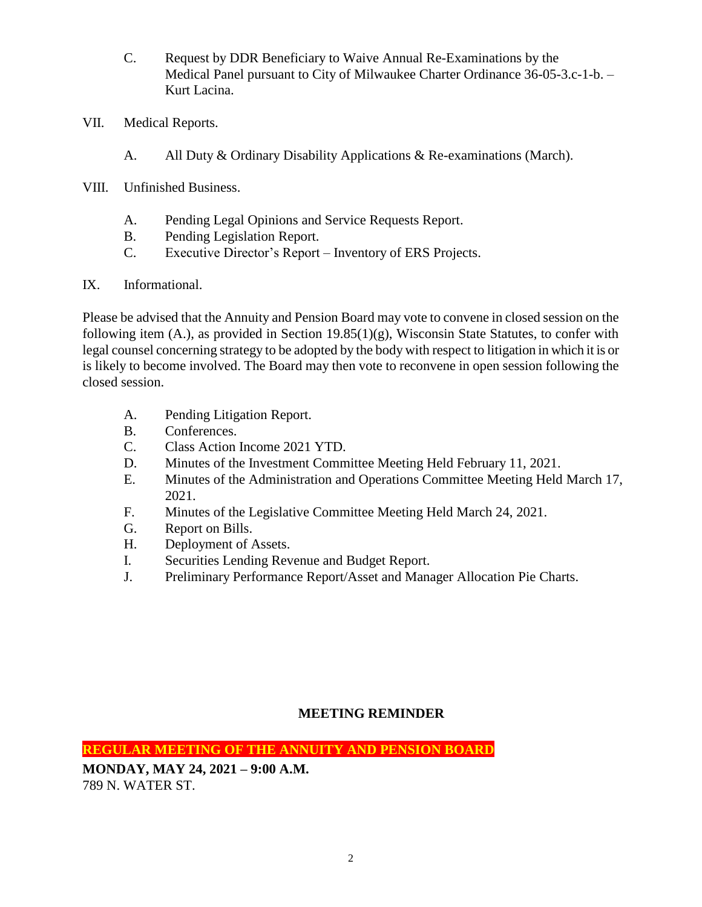C. Request by DDR Beneficiary to Waive Annual Re-Examinations by the Medical Panel pursuant to City of Milwaukee Charter Ordinance 36-05-3.c-1-b. – Kurt Lacina.

VII. Medical Reports.

A. All Duty & Ordinary Disability Applications & Re-examinations (March).

VIII. Unfinished Business.

A. Pending Legal Opinions and Service Requests Report.
B. Pending Legislation Report.
C. Executive Director's Report – Inventory of ERS Projects.

IX. Informational.

Please be advised that the Annuity and Pension Board may vote to convene in closed session on the following item (A.), as provided in Section 19.85(1)(g), Wisconsin State Statutes, to confer with legal counsel concerning strategy to be adopted by the body with respect to litigation in which it is or is likely to become involved. The Board may then vote to reconvene in open session following the closed session.

A. Pending Litigation Report.
B. Conferences.
C. Class Action Income 2021 YTD.
D. Minutes of the Investment Committee Meeting Held February 11, 2021.
E. Minutes of the Administration and Operations Committee Meeting Held March 17, 2021.
F. Minutes of the Legislative Committee Meeting Held March 24, 2021.
G. Report on Bills.
H. Deployment of Assets.
I. Securities Lending Revenue and Budget Report.
J. Preliminary Performance Report/Asset and Manager Allocation Pie Charts.

**MEETING REMINDER**

**REGULAR MEETING OF THE ANNUITY AND PENSION BOARD**

**MONDAY, MAY 24, 2021 – 9:00 A.M.**

789 N. WATER ST.